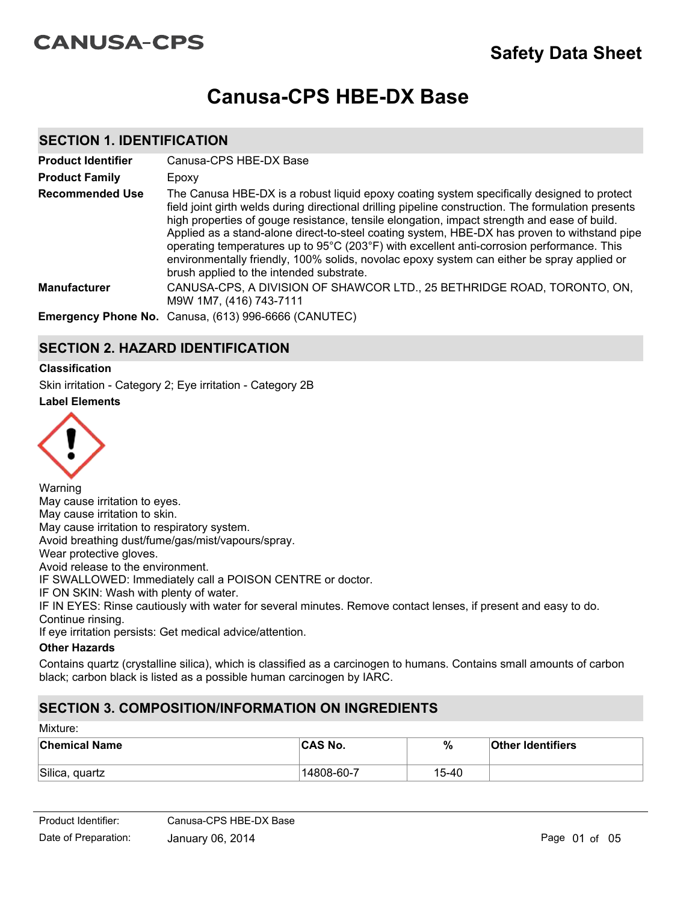CANUSA-CPS

# Safety Data Sheet

# Canusa-CPS HBE-DX Base

## SECTION 1. IDENTIFICATION

| | |
|---|---|
| **Product Identifier** | Canusa-CPS HBE-DX Base |
| **Product Family** | Epoxy |
| **Recommended Use** | The Canusa HBE-DX is a robust liquid epoxy coating system specifically designed to protect field joint girth welds during directional drilling pipeline construction. The formulation presents high properties of gouge resistance, tensile elongation, impact strength and ease of build. Applied as a stand-alone direct-to-steel coating system, HBE-DX has proven to withstand pipe operating temperatures up to 95°C (203°F) with excellent anti-corrosion performance. This environmentally friendly, 100% solids, novolac epoxy system can either be spray applied or brush applied to the intended substrate. |
| **Manufacturer** | CANUSA-CPS, A DIVISION OF SHAWCOR LTD., 25 BETHRIDGE ROAD, TORONTO, ON, M9W 1M7, (416) 743-7111 |
| **Emergency Phone No.** | Canusa, (613) 996-6666 (CANUTEC) |

## SECTION 2. HAZARD IDENTIFICATION

**Classification**

Skin irritation - Category 2; Eye irritation - Category 2B

**Label Elements**

Warning
May cause irritation to eyes.
May cause irritation to skin.
May cause irritation to respiratory system.
Avoid breathing dust/fume/gas/mist/vapours/spray.
Wear protective gloves.
Avoid release to the environment.
IF SWALLOWED: Immediately call a POISON CENTRE or doctor.
IF ON SKIN: Wash with plenty of water.
IF IN EYES: Rinse cautiously with water for several minutes. Remove contact lenses, if present and easy to do. Continue rinsing.
If eye irritation persists: Get medical advice/attention.

**Other Hazards**

Contains quartz (crystalline silica), which is classified as a carcinogen to humans. Contains small amounts of carbon black; carbon black is listed as a possible human carcinogen by IARC.

## SECTION 3. COMPOSITION/INFORMATION ON INGREDIENTS

Mixture:

| Chemical Name | CAS No. | % | Other Identifiers |
|---|---|---|---|
| Silica, quartz | 14808-60-7 | 15-40 | |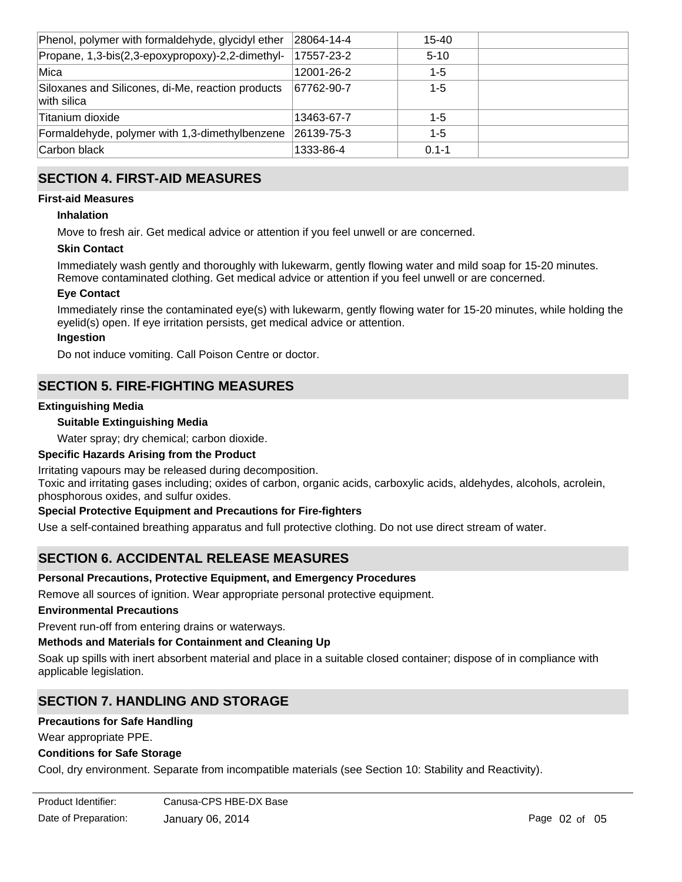| Phenol, polymer with formaldehyde, glycidyl ether | 28064-14-4 | 15-40 | |
|---|---|---|---|
| Propane, 1,3-bis(2,3-epoxypropoxy)-2,2-dimethyl- | 17557-23-2 | 5-10 | |
| Mica | 12001-26-2 | 1-5 | |
| Siloxanes and Silicones, di-Me, reaction products with silica | 67762-90-7 | 1-5 | |
| Titanium dioxide | 13463-67-7 | 1-5 | |
| Formaldehyde, polymer with 1,3-dimethylbenzene | 26139-75-3 | 1-5 | |
| Carbon black | 1333-86-4 | 0.1-1 | |

## SECTION 4. FIRST-AID MEASURES

**First-aid Measures**

**Inhalation**

Move to fresh air. Get medical advice or attention if you feel unwell or are concerned.

**Skin Contact**

Immediately wash gently and thoroughly with lukewarm, gently flowing water and mild soap for 15-20 minutes. Remove contaminated clothing. Get medical advice or attention if you feel unwell or are concerned.

**Eye Contact**

Immediately rinse the contaminated eye(s) with lukewarm, gently flowing water for 15-20 minutes, while holding the eyelid(s) open. If eye irritation persists, get medical advice or attention.

**Ingestion**

Do not induce vomiting. Call Poison Centre or doctor.

## SECTION 5. FIRE-FIGHTING MEASURES

**Extinguishing Media**

**Suitable Extinguishing Media**

Water spray; dry chemical; carbon dioxide.

**Specific Hazards Arising from the Product**

Irritating vapours may be released during decomposition.
Toxic and irritating gases including; oxides of carbon, organic acids, carboxylic acids, aldehydes, alcohols, acrolein, phosphorous oxides, and sulfur oxides.

**Special Protective Equipment and Precautions for Fire-fighters**

Use a self-contained breathing apparatus and full protective clothing. Do not use direct stream of water.

## SECTION 6. ACCIDENTAL RELEASE MEASURES

**Personal Precautions, Protective Equipment, and Emergency Procedures**

Remove all sources of ignition. Wear appropriate personal protective equipment.

**Environmental Precautions**

Prevent run-off from entering drains or waterways.

**Methods and Materials for Containment and Cleaning Up**

Soak up spills with inert absorbent material and place in a suitable closed container; dispose of in compliance with applicable legislation.

## SECTION 7. HANDLING AND STORAGE

**Precautions for Safe Handling**

Wear appropriate PPE.

**Conditions for Safe Storage**

Cool, dry environment. Separate from incompatible materials (see Section 10: Stability and Reactivity).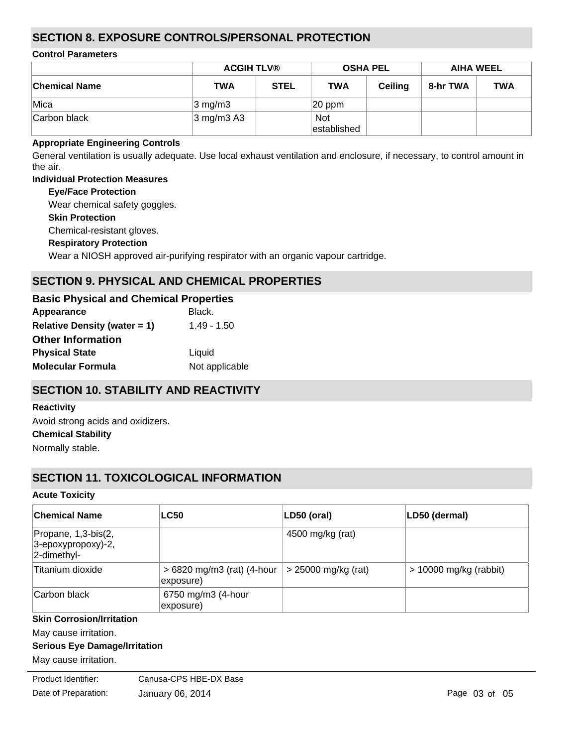## SECTION 8. EXPOSURE CONTROLS/PERSONAL PROTECTION

### Control Parameters

| | ACGIH TLV® | | OSHA PEL | | AIHA WEEL | |
|---|---|---|---|---|---|---|
| **Chemical Name** | **TWA** | **STEL** | **TWA** | **Ceiling** | **8-hr TWA** | **TWA** |
| Mica | 3 mg/m3 | | 20 ppm | | | |
| Carbon black | 3 mg/m3 A3 | | Not established | | | |

**Appropriate Engineering Controls**

General ventilation is usually adequate. Use local exhaust ventilation and enclosure, if necessary, to control amount in the air.

**Individual Protection Measures**

**Eye/Face Protection**

Wear chemical safety goggles.

**Skin Protection**

Chemical-resistant gloves.

**Respiratory Protection**

Wear a NIOSH approved air-purifying respirator with an organic vapour cartridge.

## SECTION 9. PHYSICAL AND CHEMICAL PROPERTIES

### Basic Physical and Chemical Properties

**Appearance** Black.

**Relative Density (water = 1)** 1.49 - 1.50

### Other Information

**Physical State** Liquid

**Molecular Formula** Not applicable

## SECTION 10. STABILITY AND REACTIVITY

**Reactivity**

Avoid strong acids and oxidizers.

**Chemical Stability**

Normally stable.

## SECTION 11. TOXICOLOGICAL INFORMATION

**Acute Toxicity**

| Chemical Name | LC50 | LD50 (oral) | LD50 (dermal) |
|---|---|---|---|
| Propane, 1,3-bis(2, 3-epoxypropoxy)-2, 2-dimethyl- | | 4500 mg/kg (rat) | |
| Titanium dioxide | > 6820 mg/m3 (rat) (4-hour exposure) | > 25000 mg/kg (rat) | > 10000 mg/kg (rabbit) |
| Carbon black | 6750 mg/m3 (4-hour exposure) | | |

**Skin Corrosion/Irritation**

May cause irritation.

**Serious Eye Damage/Irritation**

May cause irritation.

Product Identifier: Canusa-CPS HBE-DX Base

Date of Preparation: January 06, 2014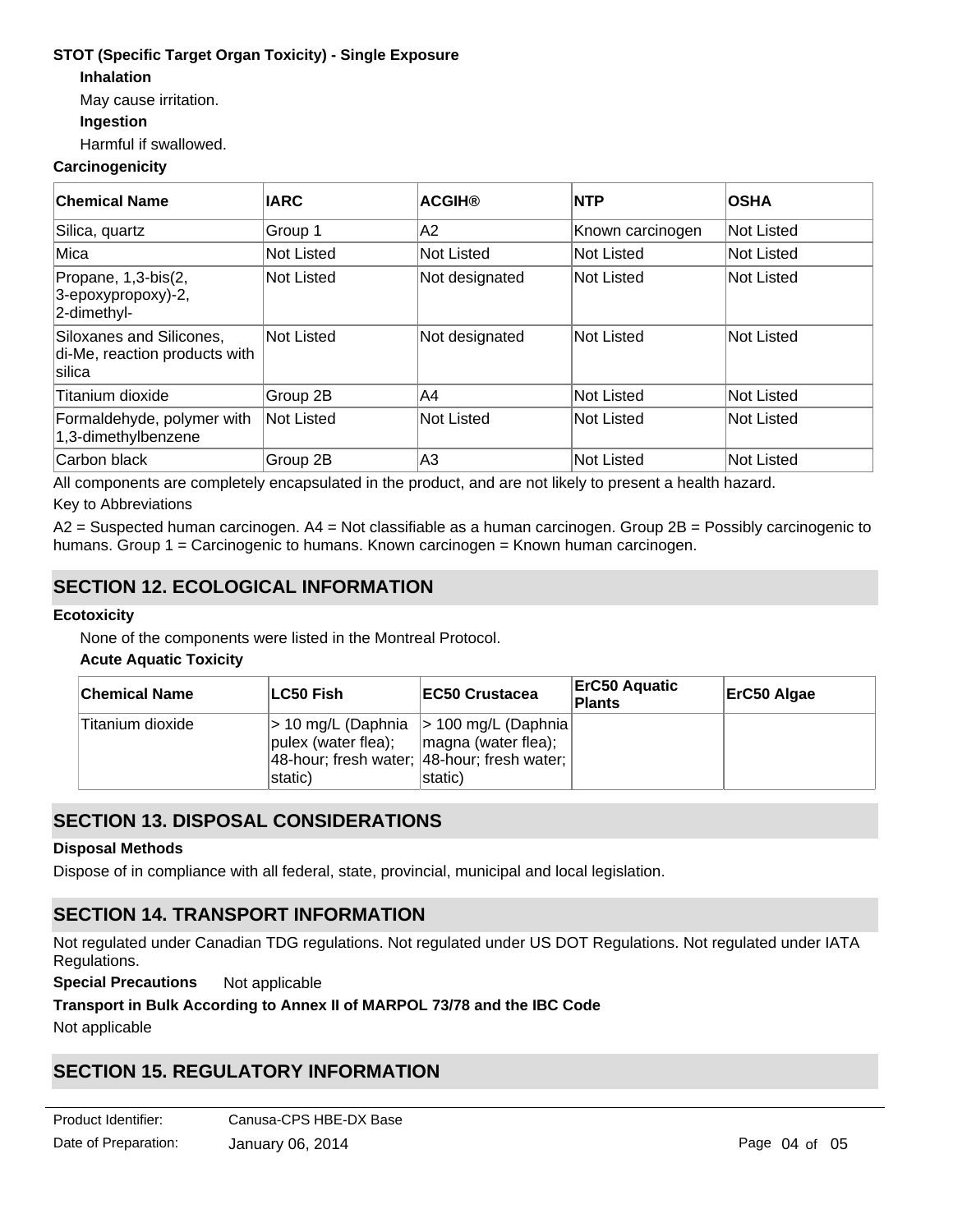**STOT (Specific Target Organ Toxicity) - Single Exposure**

**Inhalation**

May cause irritation.

**Ingestion**

Harmful if swallowed.

**Carcinogenicity**

| Chemical Name | IARC | ACGIH® | NTP | OSHA |
|---|---|---|---|---|
| Silica, quartz | Group 1 | A2 | Known carcinogen | Not Listed |
| Mica | Not Listed | Not Listed | Not Listed | Not Listed |
| Propane, 1,3-bis(2, 3-epoxypropoxy)-2, 2-dimethyl- | Not Listed | Not designated | Not Listed | Not Listed |
| Siloxanes and Silicones, di-Me, reaction products with silica | Not Listed | Not designated | Not Listed | Not Listed |
| Titanium dioxide | Group 2B | A4 | Not Listed | Not Listed |
| Formaldehyde, polymer with 1,3-dimethylbenzene | Not Listed | Not Listed | Not Listed | Not Listed |
| Carbon black | Group 2B | A3 | Not Listed | Not Listed |

All components are completely encapsulated in the product, and are not likely to present a health hazard.

Key to Abbreviations

A2 = Suspected human carcinogen. A4 = Not classifiable as a human carcinogen. Group 2B = Possibly carcinogenic to humans. Group 1 = Carcinogenic to humans. Known carcinogen = Known human carcinogen.

## SECTION 12. ECOLOGICAL INFORMATION

**Ecotoxicity**

None of the components were listed in the Montreal Protocol.

**Acute Aquatic Toxicity**

| Chemical Name | LC50 Fish | EC50 Crustacea | ErC50 Aquatic Plants | ErC50 Algae |
|---|---|---|---|---|
| Titanium dioxide | > 10 mg/L (Daphnia pulex (water flea); 48-hour; fresh water; static) | > 100 mg/L (Daphnia magna (water flea); 48-hour; fresh water; static) | | |

## SECTION 13. DISPOSAL CONSIDERATIONS

**Disposal Methods**

Dispose of in compliance with all federal, state, provincial, municipal and local legislation.

## SECTION 14. TRANSPORT INFORMATION

Not regulated under Canadian TDG regulations. Not regulated under US DOT Regulations. Not regulated under IATA Regulations.

**Special Precautions** Not applicable

**Transport in Bulk According to Annex II of MARPOL 73/78 and the IBC Code**

Not applicable

## SECTION 15. REGULATORY INFORMATION

Product Identifier: Canusa-CPS HBE-DX Base

Date of Preparation: January 06, 2014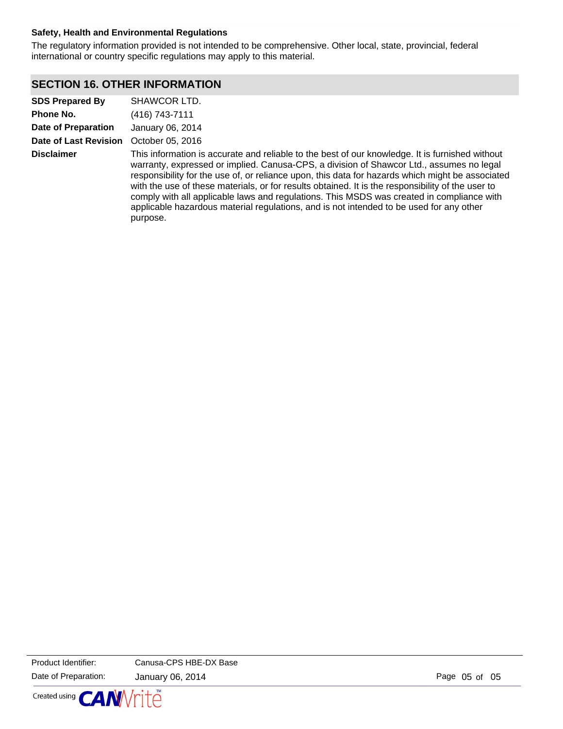**Safety, Health and Environmental Regulations**

The regulatory information provided is not intended to be comprehensive. Other local, state, provincial, federal international or country specific regulations may apply to this material.

## SECTION 16. OTHER INFORMATION

| | |
|---|---|
| **SDS Prepared By** | SHAWCOR LTD. |
| **Phone No.** | (416) 743-7111 |
| **Date of Preparation** | January 06, 2014 |
| **Date of Last Revision** | October 05, 2016 |
| **Disclaimer** | This information is accurate and reliable to the best of our knowledge. It is furnished without warranty, expressed or implied. Canusa-CPS, a division of Shawcor Ltd., assumes no legal responsibility for the use of, or reliance upon, this data for hazards which might be associated with the use of these materials, or for results obtained. It is the responsibility of the user to comply with all applicable laws and regulations. This MSDS was created in compliance with applicable hazardous material regulations, and is not intended to be used for any other purpose. |